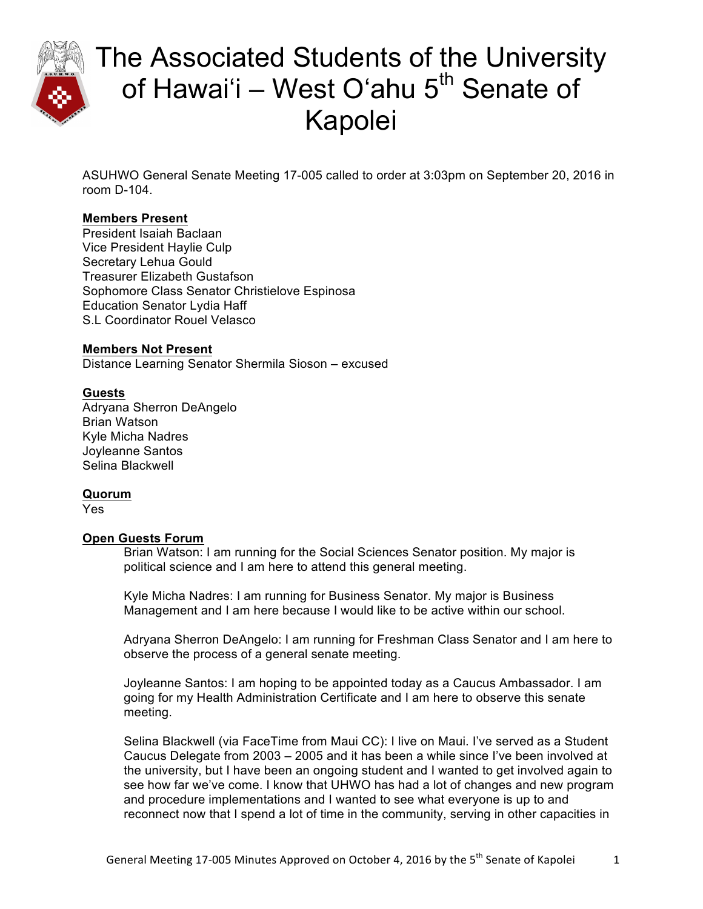# The Associated Students of the University of Hawai'i – West O'ahu 5th Senate of Kapolei

ASUHWO General Senate Meeting 17-005 called to order at 3:03pm on September 20, 2016 in room D-104.

**Members Present**

President Isaiah Baclaan
Vice President Haylie Culp
Secretary Lehua Gould
Treasurer Elizabeth Gustafson
Sophomore Class Senator Christielove Espinosa
Education Senator Lydia Haff
S.L Coordinator Rouel Velasco

**Members Not Present**

Distance Learning Senator Shermila Sioson – excused

**Guests**

Adryana Sherron DeAngelo
Brian Watson
Kyle Micha Nadres
Joyleanne Santos
Selina Blackwell

**Quorum**

Yes

**Open Guests Forum**

Brian Watson: I am running for the Social Sciences Senator position. My major is political science and I am here to attend this general meeting.

Kyle Micha Nadres: I am running for Business Senator. My major is Business Management and I am here because I would like to be active within our school.

Adryana Sherron DeAngelo: I am running for Freshman Class Senator and I am here to observe the process of a general senate meeting.

Joyleanne Santos: I am hoping to be appointed today as a Caucus Ambassador. I am going for my Health Administration Certificate and I am here to observe this senate meeting.

Selina Blackwell (via FaceTime from Maui CC): I live on Maui. I've served as a Student Caucus Delegate from 2003 – 2005 and it has been a while since I've been involved at the university, but I have been an ongoing student and I wanted to get involved again to see how far we've come. I know that UHWO has had a lot of changes and new program and procedure implementations and I wanted to see what everyone is up to and reconnect now that I spend a lot of time in the community, serving in other capacities in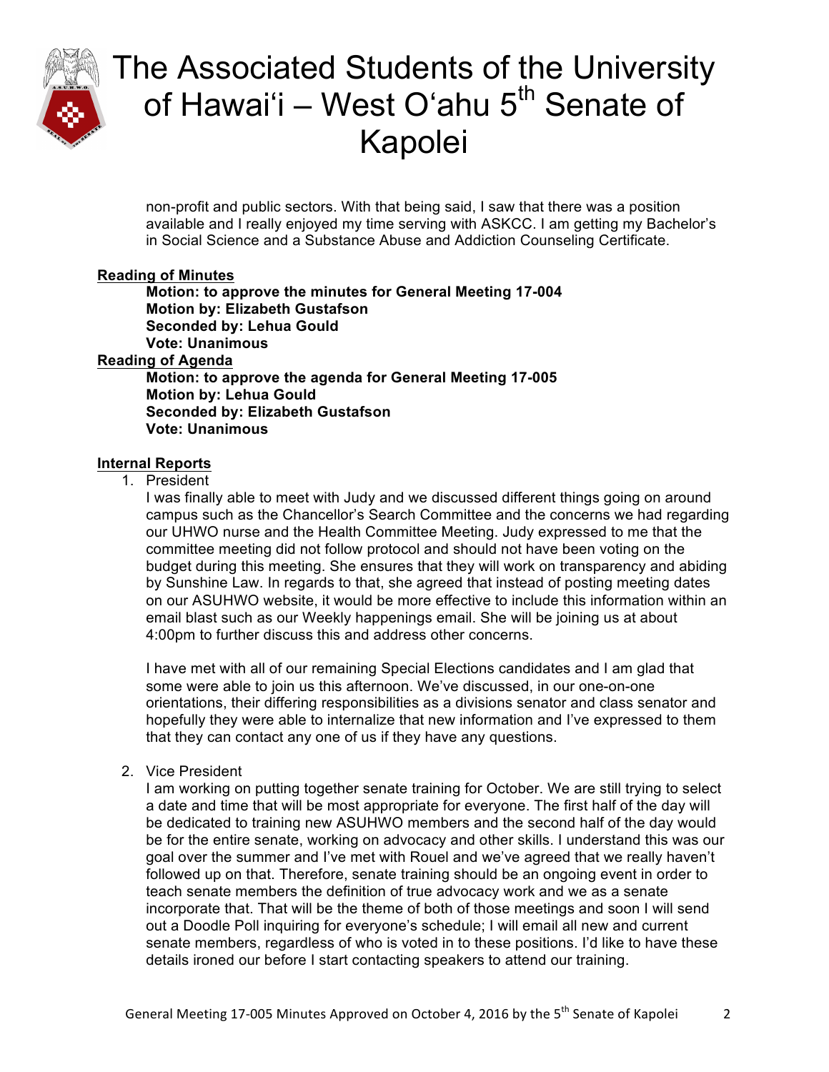non-profit and public sectors. With that being said, I saw that there was a position available and I really enjoyed my time serving with ASKCC. I am getting my Bachelor's in Social Science and a Substance Abuse and Addiction Counseling Certificate.

**Reading of Minutes**

**Motion: to approve the minutes for General Meeting 17-004**
**Motion by: Elizabeth Gustafson**
**Seconded by: Lehua Gould**
**Vote: Unanimous**

**Reading of Agenda**

**Motion: to approve the agenda for General Meeting 17-005**
**Motion by: Lehua Gould**
**Seconded by: Elizabeth Gustafson**
**Vote: Unanimous**

**Internal Reports**

1. President

   I was finally able to meet with Judy and we discussed different things going on around campus such as the Chancellor's Search Committee and the concerns we had regarding our UHWO nurse and the Health Committee Meeting. Judy expressed to me that the committee meeting did not follow protocol and should not have been voting on the budget during this meeting. She ensures that they will work on transparency and abiding by Sunshine Law. In regards to that, she agreed that instead of posting meeting dates on our ASUHWO website, it would be more effective to include this information within an email blast such as our Weekly happenings email. She will be joining us at about 4:00pm to further discuss this and address other concerns.

   I have met with all of our remaining Special Elections candidates and I am glad that some were able to join us this afternoon. We've discussed, in our one-on-one orientations, their differing responsibilities as a divisions senator and class senator and hopefully they were able to internalize that new information and I've expressed to them that they can contact any one of us if they have any questions.

2. Vice President

   I am working on putting together senate training for October. We are still trying to select a date and time that will be most appropriate for everyone. The first half of the day will be dedicated to training new ASUHWO members and the second half of the day would be for the entire senate, working on advocacy and other skills. I understand this was our goal over the summer and I've met with Rouel and we've agreed that we really haven't followed up on that. Therefore, senate training should be an ongoing event in order to teach senate members the definition of true advocacy work and we as a senate incorporate that. That will be the theme of both of those meetings and soon I will send out a Doodle Poll inquiring for everyone's schedule; I will email all new and current senate members, regardless of who is voted in to these positions. I'd like to have these details ironed our before I start contacting speakers to attend our training.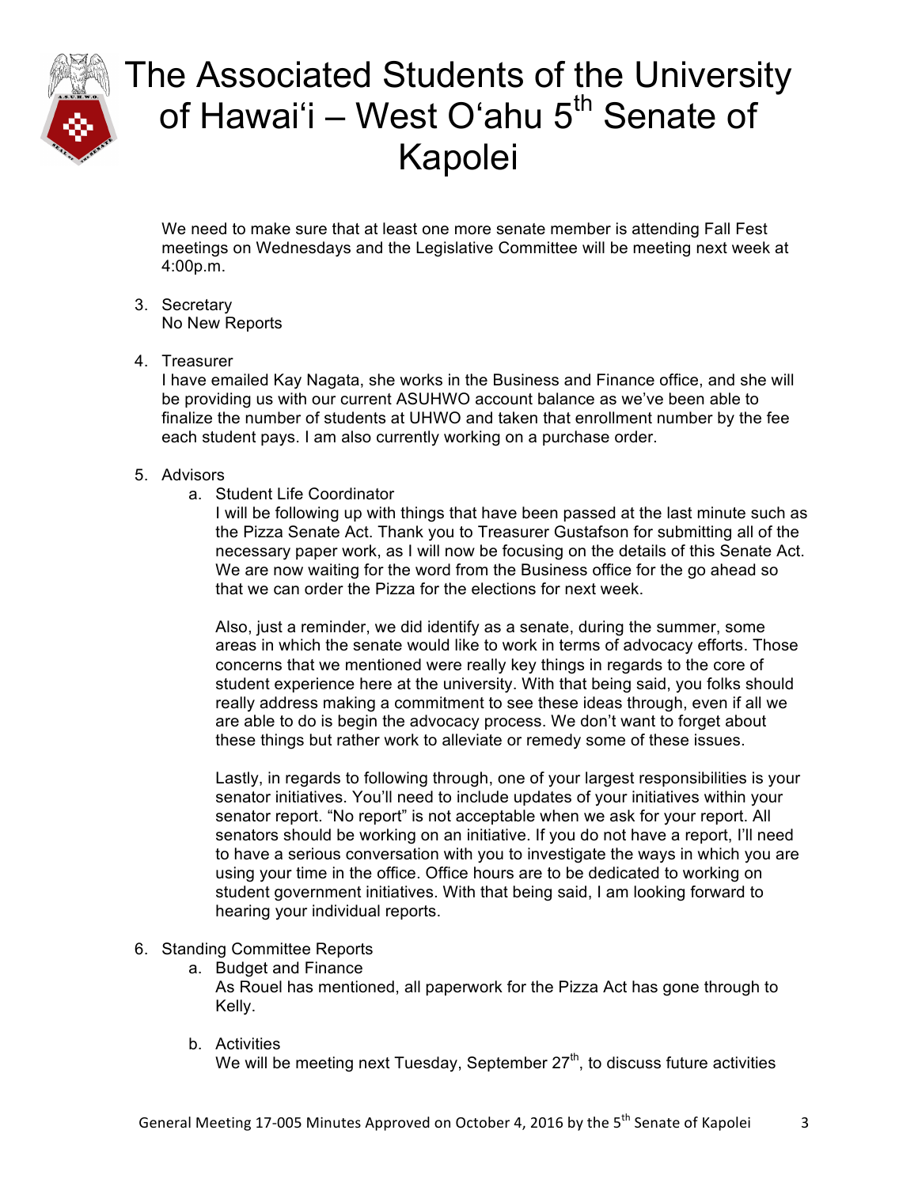We need to make sure that at least one more senate member is attending Fall Fest meetings on Wednesdays and the Legislative Committee will be meeting next week at 4:00p.m.

3. Secretary
   No New Reports

4. Treasurer
   I have emailed Kay Nagata, she works in the Business and Finance office, and she will be providing us with our current ASUHWO account balance as we've been able to finalize the number of students at UHWO and taken that enrollment number by the fee each student pays. I am also currently working on a purchase order.

5. Advisors
   a. Student Life Coordinator
      I will be following up with things that have been passed at the last minute such as the Pizza Senate Act. Thank you to Treasurer Gustafson for submitting all of the necessary paper work, as I will now be focusing on the details of this Senate Act. We are now waiting for the word from the Business office for the go ahead so that we can order the Pizza for the elections for next week.

      Also, just a reminder, we did identify as a senate, during the summer, some areas in which the senate would like to work in terms of advocacy efforts. Those concerns that we mentioned were really key things in regards to the core of student experience here at the university. With that being said, you folks should really address making a commitment to see these ideas through, even if all we are able to do is begin the advocacy process. We don't want to forget about these things but rather work to alleviate or remedy some of these issues.

      Lastly, in regards to following through, one of your largest responsibilities is your senator initiatives. You'll need to include updates of your initiatives within your senator report. "No report" is not acceptable when we ask for your report. All senators should be working on an initiative. If you do not have a report, I'll need to have a serious conversation with you to investigate the ways in which you are using your time in the office. Office hours are to be dedicated to working on student government initiatives. With that being said, I am looking forward to hearing your individual reports.

6. Standing Committee Reports
   a. Budget and Finance
      As Rouel has mentioned, all paperwork for the Pizza Act has gone through to Kelly.

   b. Activities
      We will be meeting next Tuesday, September 27th, to discuss future activities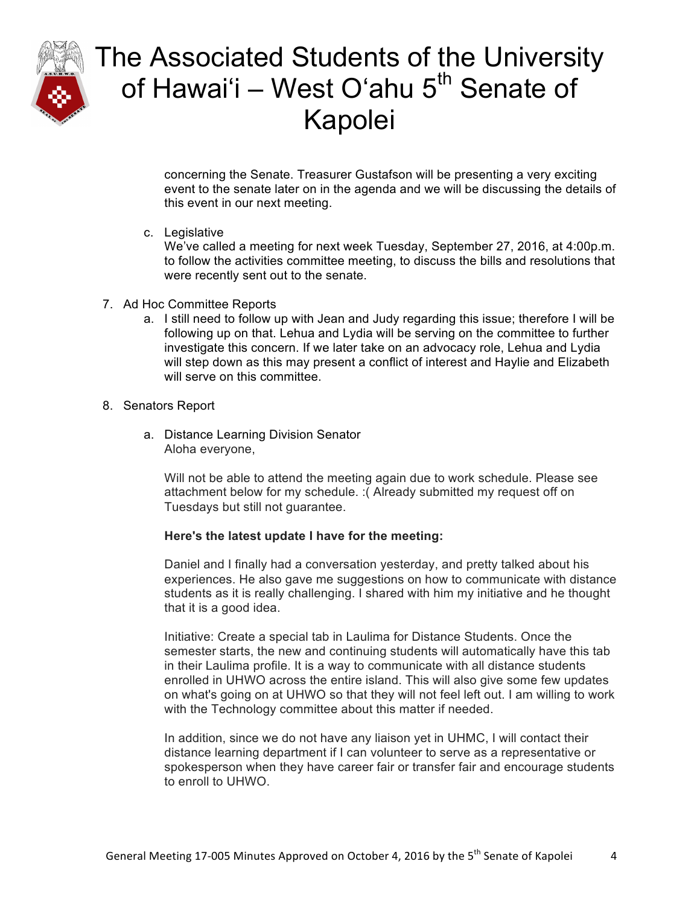concerning the Senate. Treasurer Gustafson will be presenting a very exciting event to the senate later on in the agenda and we will be discussing the details of this event in our next meeting.

c. Legislative
We've called a meeting for next week Tuesday, September 27, 2016, at 4:00p.m. to follow the activities committee meeting, to discuss the bills and resolutions that were recently sent out to the senate.

7. Ad Hoc Committee Reports
   a. I still need to follow up with Jean and Judy regarding this issue; therefore I will be following up on that. Lehua and Lydia will be serving on the committee to further investigate this concern. If we later take on an advocacy role, Lehua and Lydia will step down as this may present a conflict of interest and Haylie and Elizabeth will serve on this committee.

8. Senators Report

   a. Distance Learning Division Senator
   Aloha everyone,

   Will not be able to attend the meeting again due to work schedule. Please see attachment below for my schedule. :( Already submitted my request off on Tuesdays but still not guarantee.

   **Here's the latest update I have for the meeting:**

   Daniel and I finally had a conversation yesterday, and pretty talked about his experiences. He also gave me suggestions on how to communicate with distance students as it is really challenging. I shared with him my initiative and he thought that it is a good idea.

   Initiative: Create a special tab in Laulima for Distance Students. Once the semester starts, the new and continuing students will automatically have this tab in their Laulima profile. It is a way to communicate with all distance students enrolled in UHWO across the entire island. This will also give some few updates on what's going on at UHWO so that they will not feel left out. I am willing to work with the Technology committee about this matter if needed.

   In addition, since we do not have any liaison yet in UHMC, I will contact their distance learning department if I can volunteer to serve as a representative or spokesperson when they have career fair or transfer fair and encourage students to enroll to UHWO.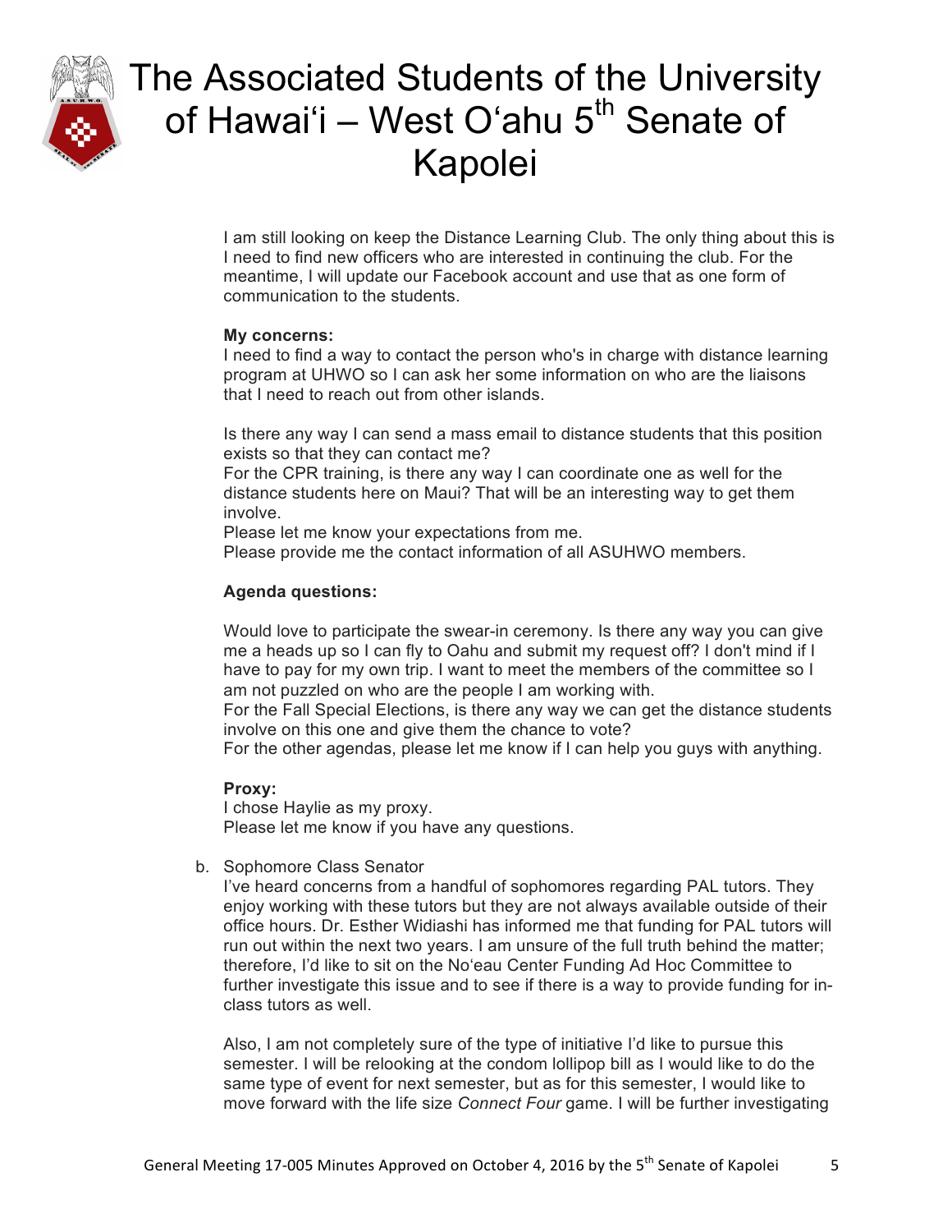I am still looking on keep the Distance Learning Club. The only thing about this is I need to find new officers who are interested in continuing the club. For the meantime, I will update our Facebook account and use that as one form of communication to the students.

**My concerns:**
I need to find a way to contact the person who's in charge with distance learning program at UHWO so I can ask her some information on who are the liaisons that I need to reach out from other islands.

Is there any way I can send a mass email to distance students that this position exists so that they can contact me?
For the CPR training, is there any way I can coordinate one as well for the distance students here on Maui? That will be an interesting way to get them involve.
Please let me know your expectations from me.
Please provide me the contact information of all ASUHWO members.

**Agenda questions:**

Would love to participate the swear-in ceremony. Is there any way you can give me a heads up so I can fly to Oahu and submit my request off? I don't mind if I have to pay for my own trip. I want to meet the members of the committee so I am not puzzled on who are the people I am working with.
For the Fall Special Elections, is there any way we can get the distance students involve on this one and give them the chance to vote?
For the other agendas, please let me know if I can help you guys with anything.

**Proxy:**
I chose Haylie as my proxy.
Please let me know if you have any questions.

b. Sophomore Class Senator
I've heard concerns from a handful of sophomores regarding PAL tutors. They enjoy working with these tutors but they are not always available outside of their office hours. Dr. Esther Widiashi has informed me that funding for PAL tutors will run out within the next two years. I am unsure of the full truth behind the matter; therefore, I'd like to sit on the No'eau Center Funding Ad Hoc Committee to further investigate this issue and to see if there is a way to provide funding for in-class tutors as well.

Also, I am not completely sure of the type of initiative I'd like to pursue this semester. I will be relooking at the condom lollipop bill as I would like to do the same type of event for next semester, but as for this semester, I would like to move forward with the life size *Connect Four* game. I will be further investigating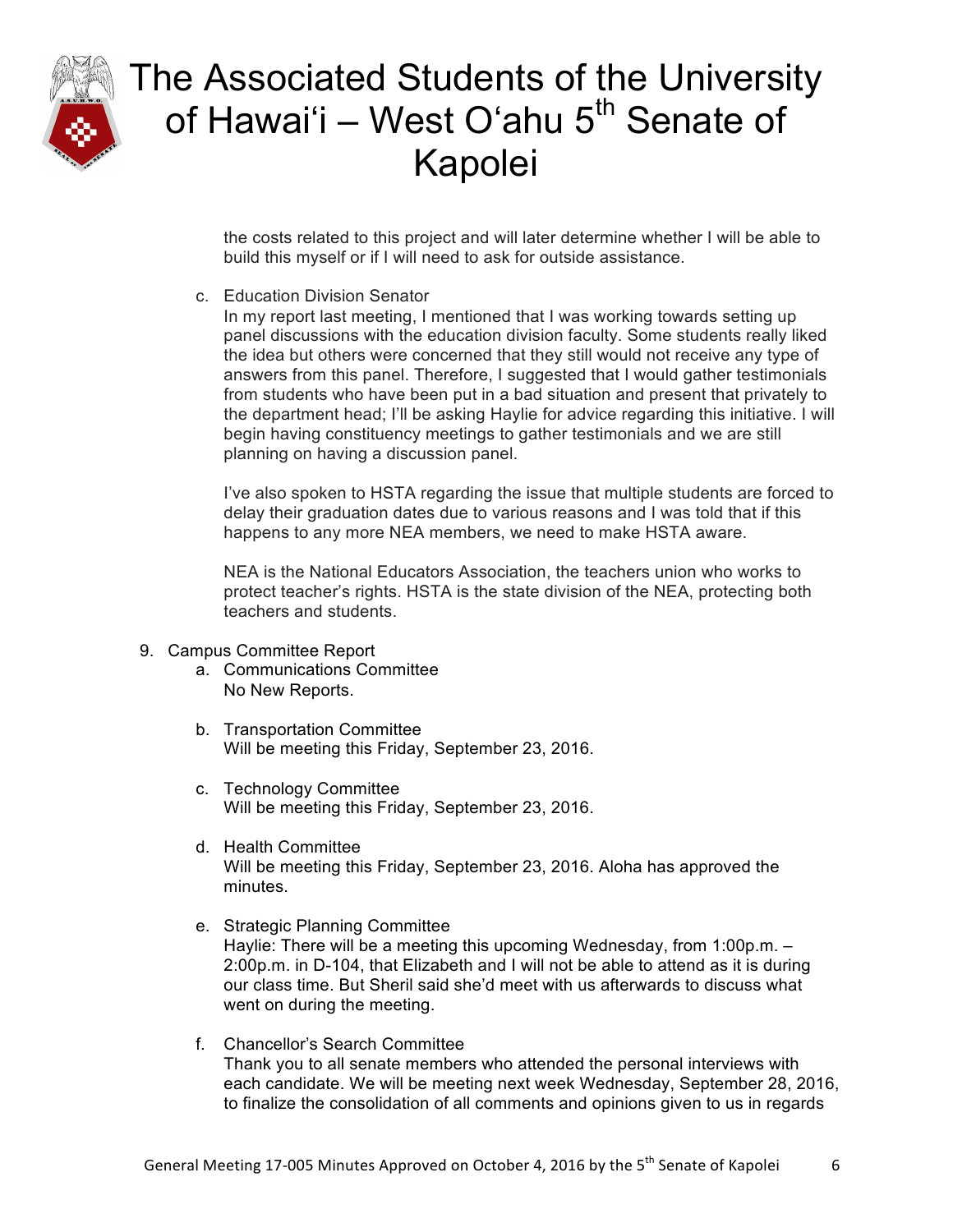the costs related to this project and will later determine whether I will be able to build this myself or if I will need to ask for outside assistance.

c. Education Division Senator
In my report last meeting, I mentioned that I was working towards setting up panel discussions with the education division faculty. Some students really liked the idea but others were concerned that they still would not receive any type of answers from this panel. Therefore, I suggested that I would gather testimonials from students who have been put in a bad situation and present that privately to the department head; I'll be asking Haylie for advice regarding this initiative. I will begin having constituency meetings to gather testimonials and we are still planning on having a discussion panel.

I've also spoken to HSTA regarding the issue that multiple students are forced to delay their graduation dates due to various reasons and I was told that if this happens to any more NEA members, we need to make HSTA aware.

NEA is the National Educators Association, the teachers union who works to protect teacher's rights. HSTA is the state division of the NEA, protecting both teachers and students.

9. Campus Committee Report
   a. Communications Committee
      No New Reports.

   b. Transportation Committee
      Will be meeting this Friday, September 23, 2016.

   c. Technology Committee
      Will be meeting this Friday, September 23, 2016.

   d. Health Committee
      Will be meeting this Friday, September 23, 2016. Aloha has approved the minutes.

   e. Strategic Planning Committee
      Haylie: There will be a meeting this upcoming Wednesday, from 1:00p.m. – 2:00p.m. in D-104, that Elizabeth and I will not be able to attend as it is during our class time. But Sheril said she'd meet with us afterwards to discuss what went on during the meeting.

   f. Chancellor's Search Committee
      Thank you to all senate members who attended the personal interviews with each candidate. We will be meeting next week Wednesday, September 28, 2016, to finalize the consolidation of all comments and opinions given to us in regards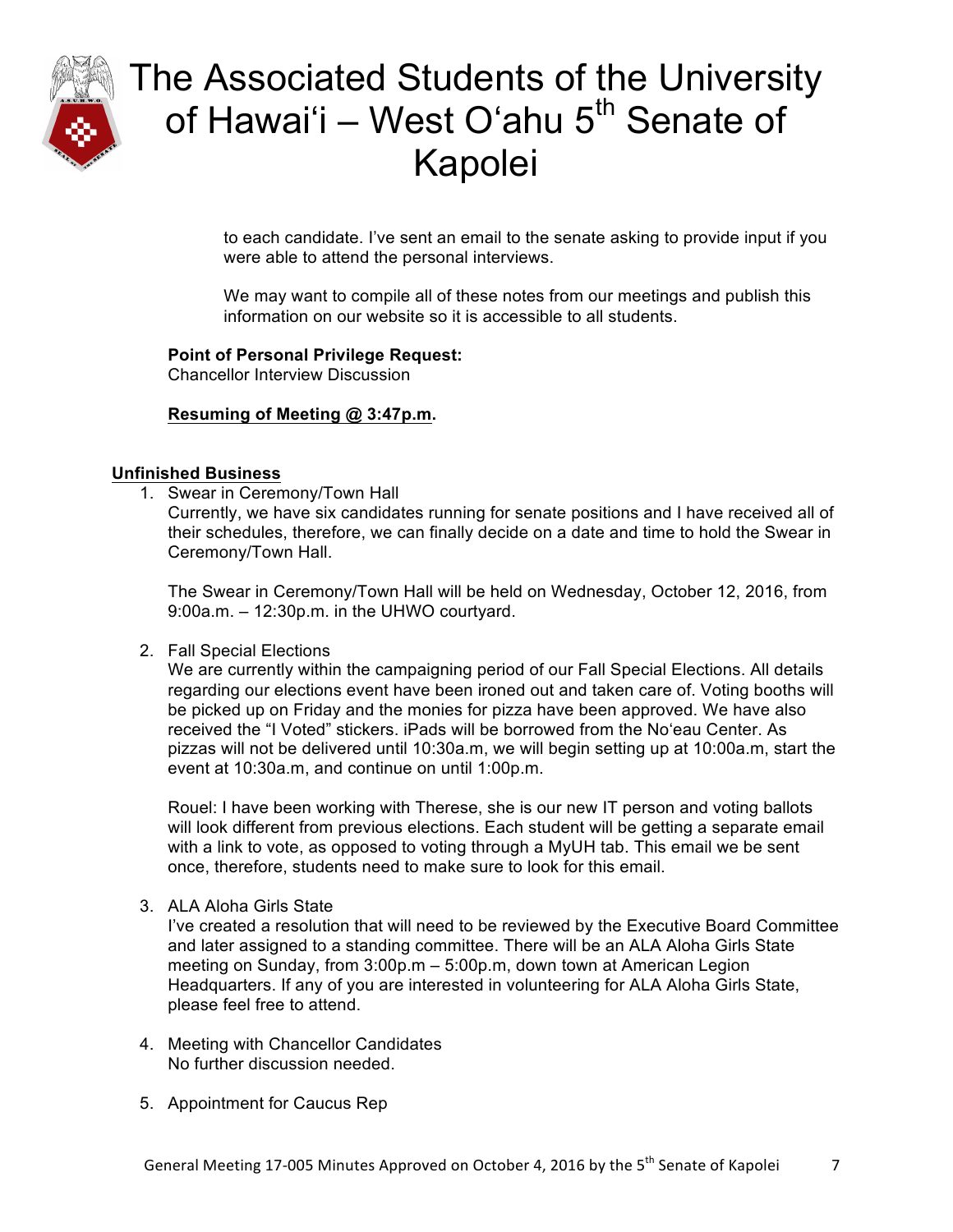to each candidate. I've sent an email to the senate asking to provide input if you were able to attend the personal interviews.

We may want to compile all of these notes from our meetings and publish this information on our website so it is accessible to all students.

**Point of Personal Privilege Request:**
Chancellor Interview Discussion

**Resuming of Meeting @ 3:47p.m.**

## Unfinished Business

1. Swear in Ceremony/Town Hall
   Currently, we have six candidates running for senate positions and I have received all of their schedules, therefore, we can finally decide on a date and time to hold the Swear in Ceremony/Town Hall.

   The Swear in Ceremony/Town Hall will be held on Wednesday, October 12, 2016, from 9:00a.m. – 12:30p.m. in the UHWO courtyard.

2. Fall Special Elections
   We are currently within the campaigning period of our Fall Special Elections. All details regarding our elections event have been ironed out and taken care of. Voting booths will be picked up on Friday and the monies for pizza have been approved. We have also received the "I Voted" stickers. iPads will be borrowed from the No'eau Center. As pizzas will not be delivered until 10:30a.m, we will begin setting up at 10:00a.m, start the event at 10:30a.m, and continue on until 1:00p.m.

   Rouel: I have been working with Therese, she is our new IT person and voting ballots will look different from previous elections. Each student will be getting a separate email with a link to vote, as opposed to voting through a MyUH tab. This email we be sent once, therefore, students need to make sure to look for this email.

3. ALA Aloha Girls State
   I've created a resolution that will need to be reviewed by the Executive Board Committee and later assigned to a standing committee. There will be an ALA Aloha Girls State meeting on Sunday, from 3:00p.m – 5:00p.m, down town at American Legion Headquarters. If any of you are interested in volunteering for ALA Aloha Girls State, please feel free to attend.

4. Meeting with Chancellor Candidates
   No further discussion needed.

5. Appointment for Caucus Rep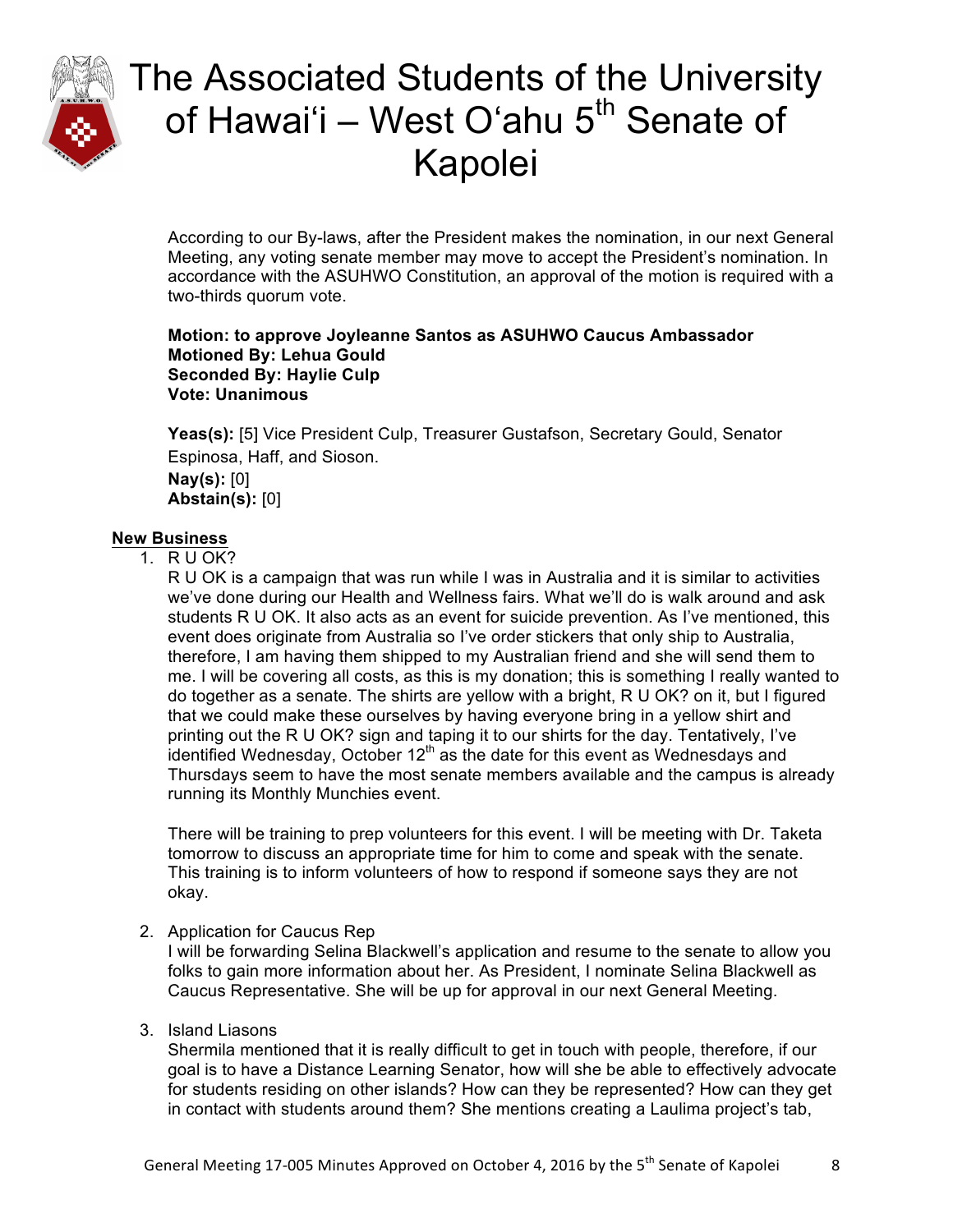According to our By-laws, after the President makes the nomination, in our next General Meeting, any voting senate member may move to accept the President's nomination. In accordance with the ASUHWO Constitution, an approval of the motion is required with a two-thirds quorum vote.

**Motion: to approve Joyleanne Santos as ASUHWO Caucus Ambassador**
**Motioned By: Lehua Gould**
**Seconded By: Haylie Culp**
**Vote: Unanimous**

**Yeas(s):** [5] Vice President Culp, Treasurer Gustafson, Secretary Gould, Senator Espinosa, Haff, and Sioson.
**Nay(s):** [0]
**Abstain(s):** [0]

## New Business

1. R U OK?
   R U OK is a campaign that was run while I was in Australia and it is similar to activities we've done during our Health and Wellness fairs. What we'll do is walk around and ask students R U OK. It also acts as an event for suicide prevention. As I've mentioned, this event does originate from Australia so I've order stickers that only ship to Australia, therefore, I am having them shipped to my Australian friend and she will send them to me. I will be covering all costs, as this is my donation; this is something I really wanted to do together as a senate. The shirts are yellow with a bright, R U OK? on it, but I figured that we could make these ourselves by having everyone bring in a yellow shirt and printing out the R U OK? sign and taping it to our shirts for the day. Tentatively, I've identified Wednesday, October 12th as the date for this event as Wednesdays and Thursdays seem to have the most senate members available and the campus is already running its Monthly Munchies event.

   There will be training to prep volunteers for this event. I will be meeting with Dr. Taketa tomorrow to discuss an appropriate time for him to come and speak with the senate. This training is to inform volunteers of how to respond if someone says they are not okay.

2. Application for Caucus Rep
   I will be forwarding Selina Blackwell's application and resume to the senate to allow you folks to gain more information about her. As President, I nominate Selina Blackwell as Caucus Representative. She will be up for approval in our next General Meeting.

3. Island Liasons
   Shermila mentioned that it is really difficult to get in touch with people, therefore, if our goal is to have a Distance Learning Senator, how will she be able to effectively advocate for students residing on other islands? How can they be represented? How can they get in contact with students around them? She mentions creating a Laulima project's tab,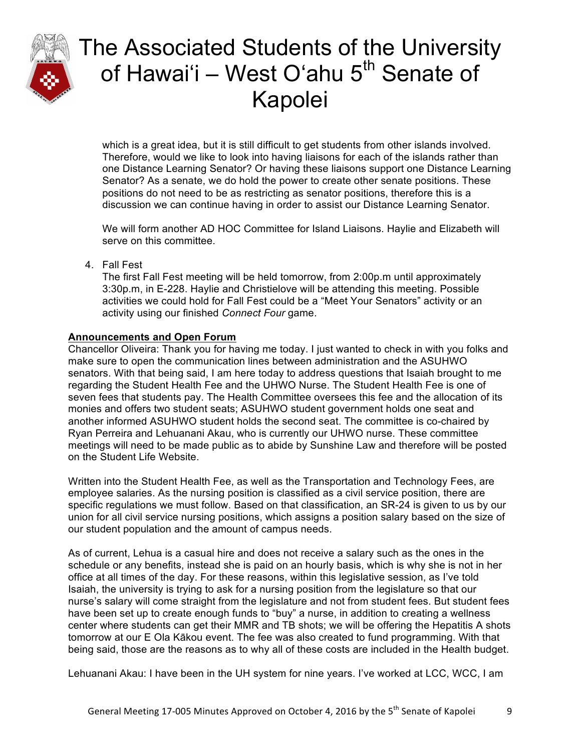which is a great idea, but it is still difficult to get students from other islands involved. Therefore, would we like to look into having liaisons for each of the islands rather than one Distance Learning Senator? Or having these liaisons support one Distance Learning Senator? As a senate, we do hold the power to create other senate positions. These positions do not need to be as restricting as senator positions, therefore this is a discussion we can continue having in order to assist our Distance Learning Senator.

We will form another AD HOC Committee for Island Liaisons. Haylie and Elizabeth will serve on this committee.

4. Fall Fest
   The first Fall Fest meeting will be held tomorrow, from 2:00p.m until approximately 3:30p.m, in E-228. Haylie and Christielove will be attending this meeting. Possible activities we could hold for Fall Fest could be a "Meet Your Senators" activity or an activity using our finished *Connect Four* game.

**Announcements and Open Forum**

Chancellor Oliveira: Thank you for having me today. I just wanted to check in with you folks and make sure to open the communication lines between administration and the ASUHWO senators. With that being said, I am here today to address questions that Isaiah brought to me regarding the Student Health Fee and the UHWO Nurse. The Student Health Fee is one of seven fees that students pay. The Health Committee oversees this fee and the allocation of its monies and offers two student seats; ASUHWO student government holds one seat and another informed ASUHWO student holds the second seat. The committee is co-chaired by Ryan Perreira and Lehuanani Akau, who is currently our UHWO nurse. These committee meetings will need to be made public as to abide by Sunshine Law and therefore will be posted on the Student Life Website.

Written into the Student Health Fee, as well as the Transportation and Technology Fees, are employee salaries. As the nursing position is classified as a civil service position, there are specific regulations we must follow. Based on that classification, an SR-24 is given to us by our union for all civil service nursing positions, which assigns a position salary based on the size of our student population and the amount of campus needs.

As of current, Lehua is a casual hire and does not receive a salary such as the ones in the schedule or any benefits, instead she is paid on an hourly basis, which is why she is not in her office at all times of the day. For these reasons, within this legislative session, as I've told Isaiah, the university is trying to ask for a nursing position from the legislature so that our nurse's salary will come straight from the legislature and not from student fees. But student fees have been set up to create enough funds to "buy" a nurse, in addition to creating a wellness center where students can get their MMR and TB shots; we will be offering the Hepatitis A shots tomorrow at our E Ola Kākou event. The fee was also created to fund programming. With that being said, those are the reasons as to why all of these costs are included in the Health budget.

Lehuanani Akau: I have been in the UH system for nine years. I've worked at LCC, WCC, I am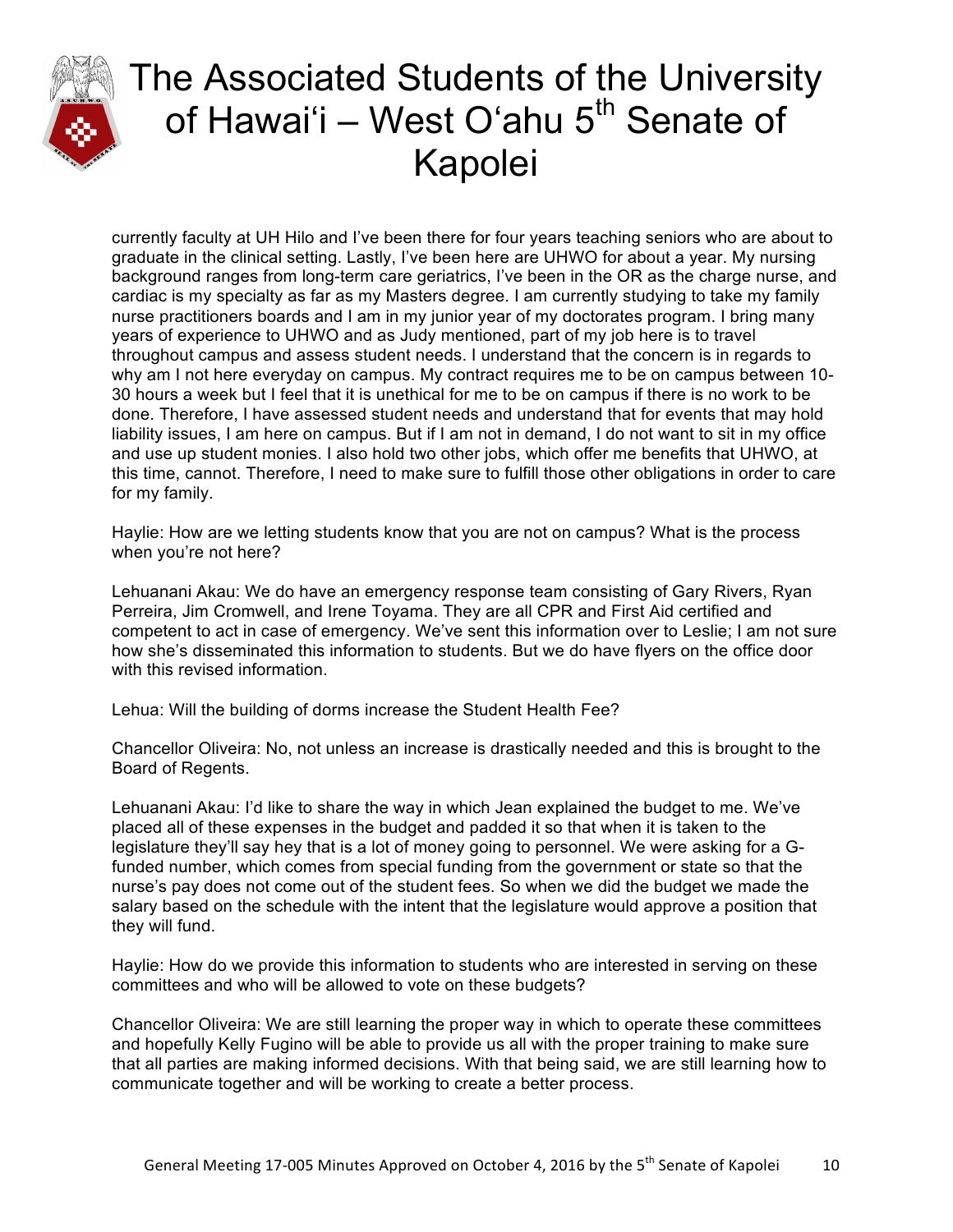currently faculty at UH Hilo and I've been there for four years teaching seniors who are about to graduate in the clinical setting. Lastly, I've been here are UHWO for about a year. My nursing background ranges from long-term care geriatrics, I've been in the OR as the charge nurse, and cardiac is my specialty as far as my Masters degree. I am currently studying to take my family nurse practitioners boards and I am in my junior year of my doctorates program. I bring many years of experience to UHWO and as Judy mentioned, part of my job here is to travel throughout campus and assess student needs. I understand that the concern is in regards to why am I not here everyday on campus. My contract requires me to be on campus between 10-30 hours a week but I feel that it is unethical for me to be on campus if there is no work to be done. Therefore, I have assessed student needs and understand that for events that may hold liability issues, I am here on campus. But if I am not in demand, I do not want to sit in my office and use up student monies. I also hold two other jobs, which offer me benefits that UHWO, at this time, cannot. Therefore, I need to make sure to fulfill those other obligations in order to care for my family.

Haylie: How are we letting students know that you are not on campus? What is the process when you're not here?

Lehuanani Akau: We do have an emergency response team consisting of Gary Rivers, Ryan Perreira, Jim Cromwell, and Irene Toyama. They are all CPR and First Aid certified and competent to act in case of emergency. We've sent this information over to Leslie; I am not sure how she's disseminated this information to students. But we do have flyers on the office door with this revised information.

Lehua: Will the building of dorms increase the Student Health Fee?

Chancellor Oliveira: No, not unless an increase is drastically needed and this is brought to the Board of Regents.

Lehuanani Akau: I'd like to share the way in which Jean explained the budget to me. We've placed all of these expenses in the budget and padded it so that when it is taken to the legislature they'll say hey that is a lot of money going to personnel. We were asking for a G-funded number, which comes from special funding from the government or state so that the nurse's pay does not come out of the student fees. So when we did the budget we made the salary based on the schedule with the intent that the legislature would approve a position that they will fund.

Haylie: How do we provide this information to students who are interested in serving on these committees and who will be allowed to vote on these budgets?

Chancellor Oliveira: We are still learning the proper way in which to operate these committees and hopefully Kelly Fugino will be able to provide us all with the proper training to make sure that all parties are making informed decisions. With that being said, we are still learning how to communicate together and will be working to create a better process.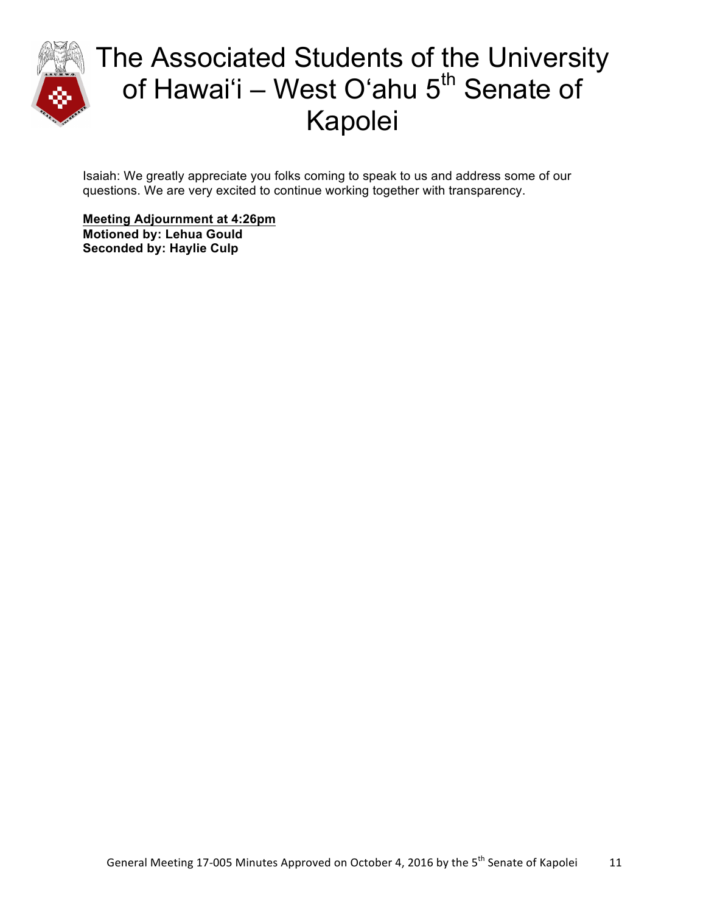Isaiah: We greatly appreciate you folks coming to speak to us and address some of our questions. We are very excited to continue working together with transparency.

**Meeting Adjournment at 4:26pm**
**Motioned by: Lehua Gould**
**Seconded by: Haylie Culp**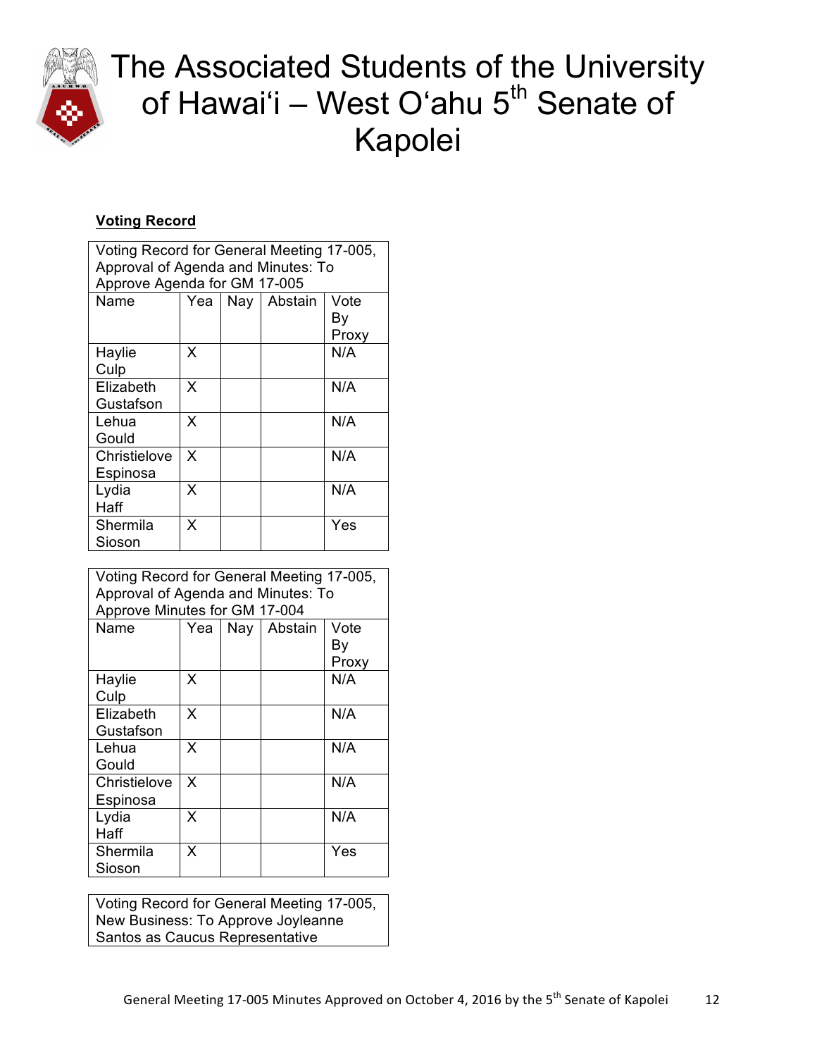# The Associated Students of the University of Hawai'i – West O'ahu 5th Senate of Kapolei

**Voting Record**

| Voting Record for General Meeting 17-005, Approval of Agenda and Minutes: To Approve Agenda for GM 17-005 | | | | |
|---|---|---|---|---|
| Name | Yea | Nay | Abstain | Vote By Proxy |
| Haylie Culp | X | | | N/A |
| Elizabeth Gustafson | X | | | N/A |
| Lehua Gould | X | | | N/A |
| Christielove Espinosa | X | | | N/A |
| Lydia Haff | X | | | N/A |
| Shermila Sioson | X | | | Yes |

| Voting Record for General Meeting 17-005, Approval of Agenda and Minutes: To Approve Minutes for GM 17-004 | | | | |
|---|---|---|---|---|
| Name | Yea | Nay | Abstain | Vote By Proxy |
| Haylie Culp | X | | | N/A |
| Elizabeth Gustafson | X | | | N/A |
| Lehua Gould | X | | | N/A |
| Christielove Espinosa | X | | | N/A |
| Lydia Haff | X | | | N/A |
| Shermila Sioson | X | | | Yes |

| Voting Record for General Meeting 17-005, New Business: To Approve Joyleanne Santos as Caucus Representative |
|---|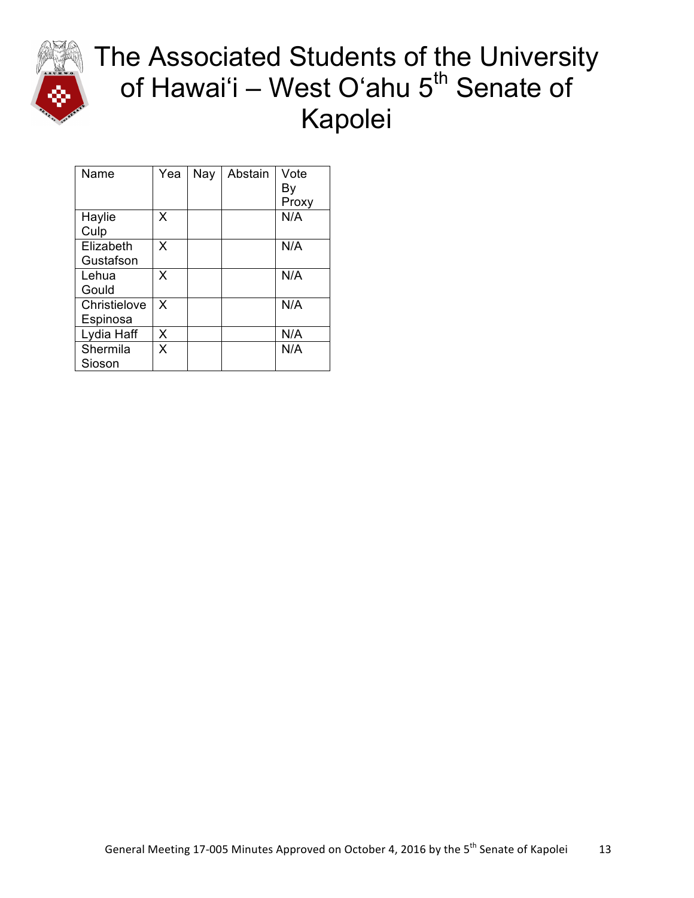# The Associated Students of the University of Hawai'i – West O'ahu 5th Senate of Kapolei

| Name | Yea | Nay | Abstain | Vote By Proxy |
|---|---|---|---|---|
| Haylie Culp | X | | | N/A |
| Elizabeth Gustafson | X | | | N/A |
| Lehua Gould | X | | | N/A |
| Christielove Espinosa | X | | | N/A |
| Lydia Haff | X | | | N/A |
| Shermila Sioson | X | | | N/A |